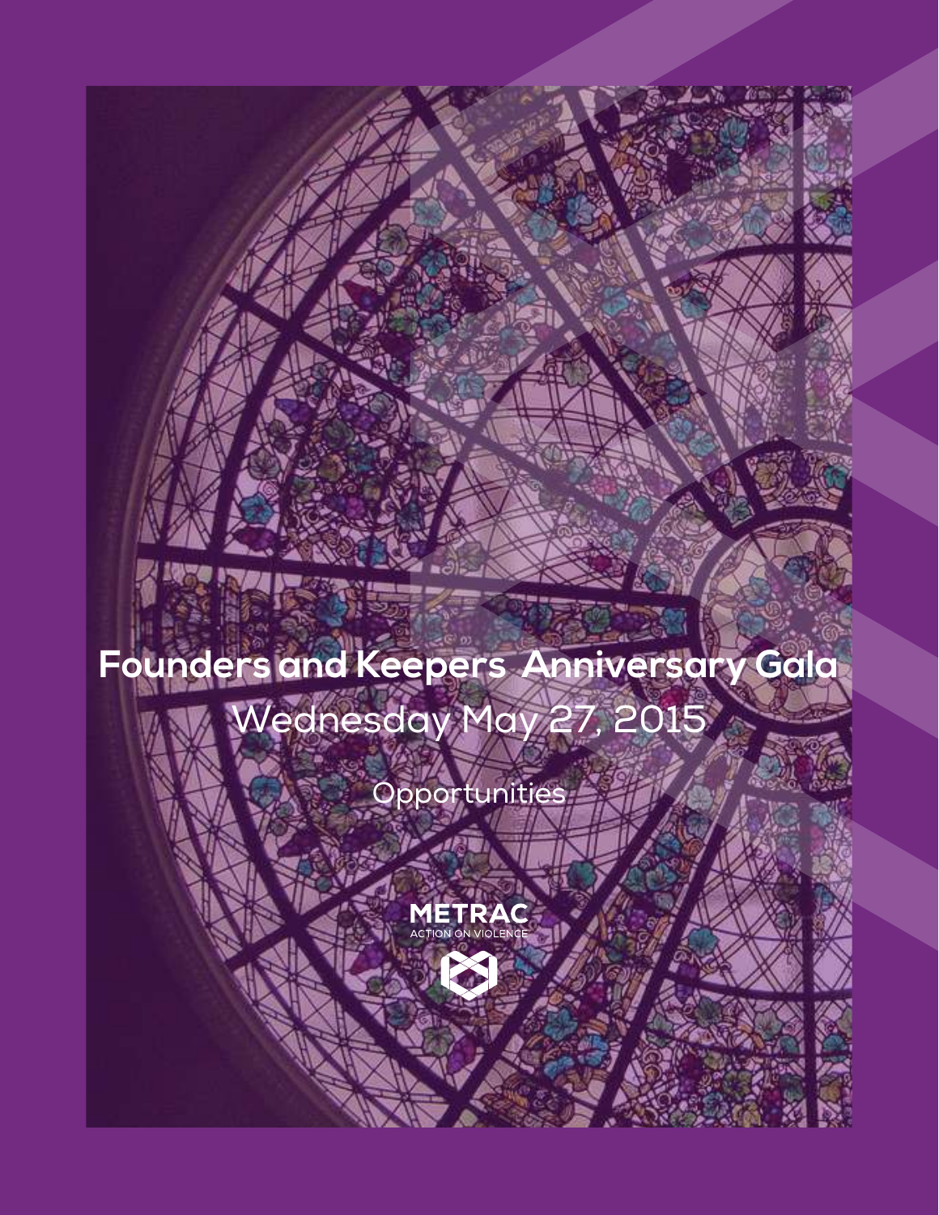# Founders and Keepers Anniversary Gala

## Wednesday May 27, 2015

Opportunities

METRAC
ACTION ON VIOLENCE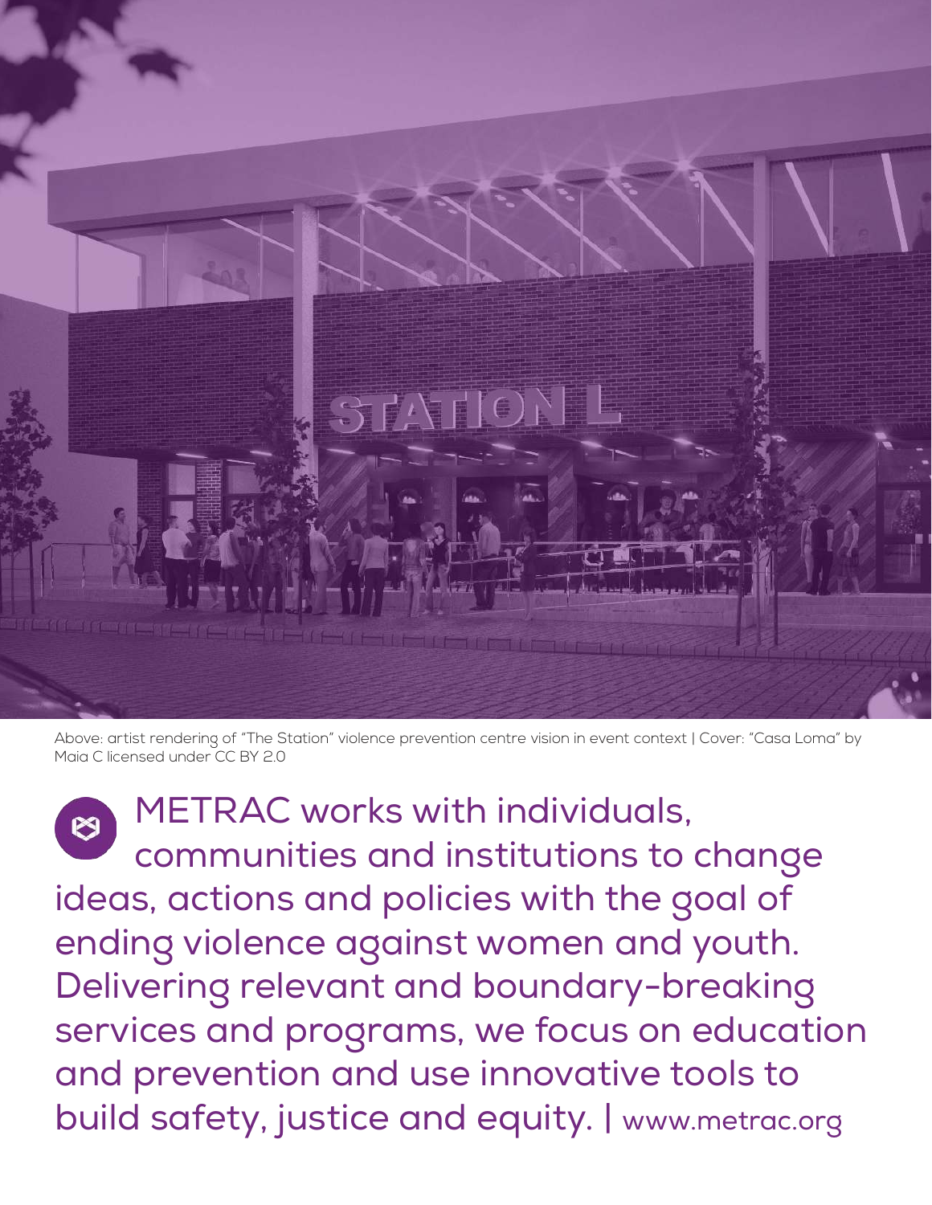Above: artist rendering of "The Station" violence prevention centre vision in event context | Cover: "Casa Loma" by Maia C licensed under CC BY 2.0

METRAC works with individuals, communities and institutions to change ideas, actions and policies with the goal of ending violence against women and youth. Delivering relevant and boundary-breaking services and programs, we focus on education and prevention and use innovative tools to build safety, justice and equity. | www.metrac.org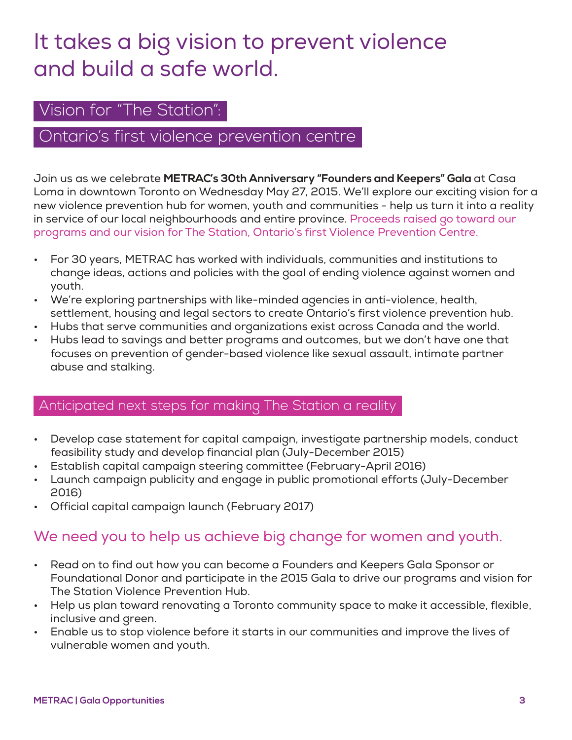# It takes a big vision to prevent violence and build a safe world.

## Vision for "The Station":

## Ontario's first violence prevention centre

Join us as we celebrate **METRAC's 30th Anniversary "Founders and Keepers" Gala** at Casa Loma in downtown Toronto on Wednesday May 27, 2015. We'll explore our exciting vision for a new violence prevention hub for women, youth and communities - help us turn it into a reality in service of our local neighbourhoods and entire province. Proceeds raised go toward our programs and our vision for The Station, Ontario's first Violence Prevention Centre.

- For 30 years, METRAC has worked with individuals, communities and institutions to change ideas, actions and policies with the goal of ending violence against women and youth.
- We're exploring partnerships with like-minded agencies in anti-violence, health, settlement, housing and legal sectors to create Ontario's first violence prevention hub.
- Hubs that serve communities and organizations exist across Canada and the world.
- Hubs lead to savings and better programs and outcomes, but we don't have one that focuses on prevention of gender-based violence like sexual assault, intimate partner abuse and stalking.

## Anticipated next steps for making The Station a reality

- Develop case statement for capital campaign, investigate partnership models, conduct feasibility study and develop financial plan (July-December 2015)
- Establish capital campaign steering committee (February-April 2016)
- Launch campaign publicity and engage in public promotional efforts (July-December 2016)
- Official capital campaign launch (February 2017)

## We need you to help us achieve big change for women and youth.

- Read on to find out how you can become a Founders and Keepers Gala Sponsor or Foundational Donor and participate in the 2015 Gala to drive our programs and vision for The Station Violence Prevention Hub.
- Help us plan toward renovating a Toronto community space to make it accessible, flexible, inclusive and green.
- Enable us to stop violence before it starts in our communities and improve the lives of vulnerable women and youth.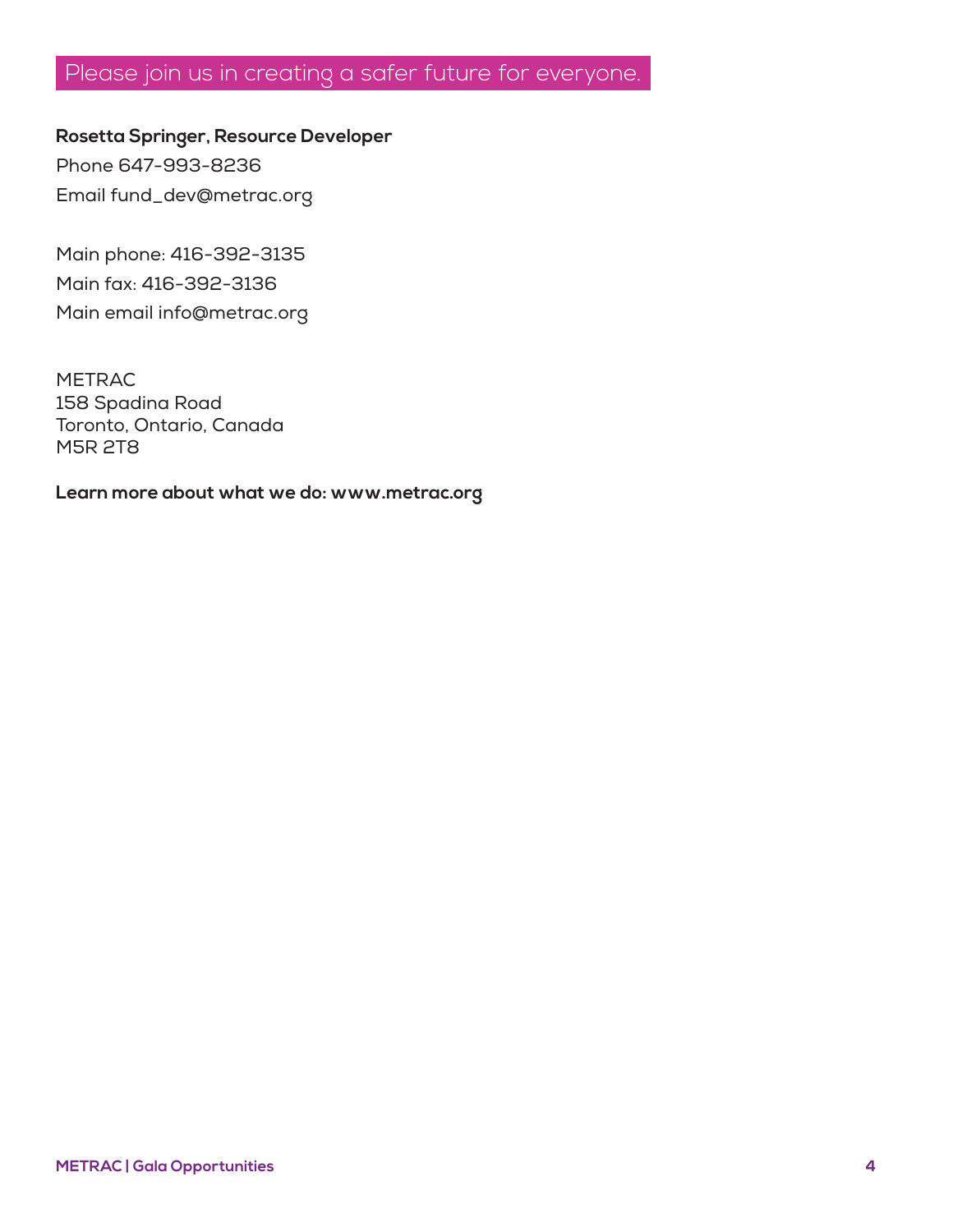## Please join us in creating a safer future for everyone.

**Rosetta Springer, Resource Developer**

Phone 647-993-8236

Email fund_dev@metrac.org

Main phone: 416-392-3135

Main fax: 416-392-3136

Main email info@metrac.org

METRAC
158 Spadina Road
Toronto, Ontario, Canada
M5R 2T8

**Learn more about what we do: www.metrac.org**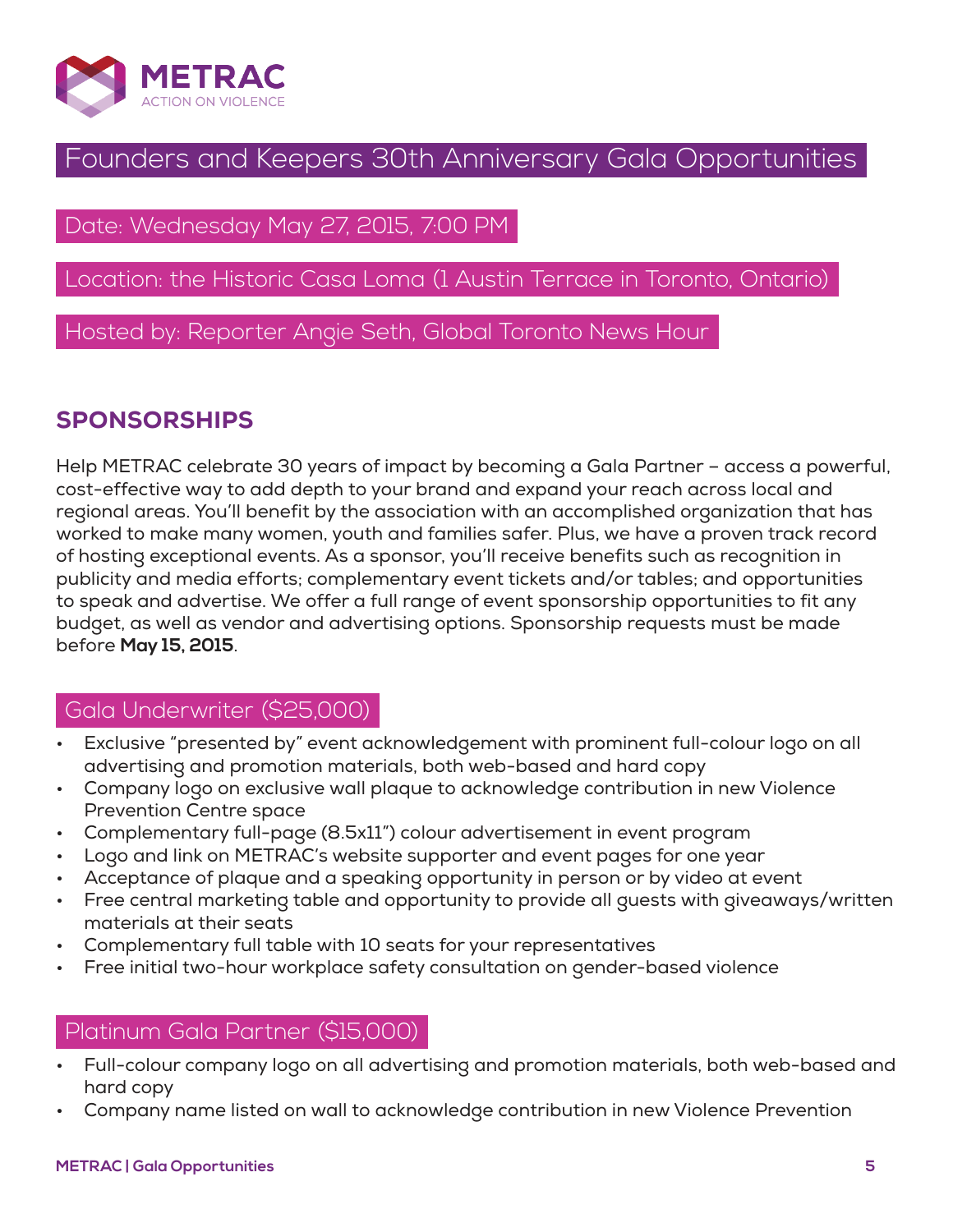METRAC
ACTION ON VIOLENCE

# Founders and Keepers 30th Anniversary Gala Opportunities

Date: Wednesday May 27, 2015, 7:00 PM

Location: the Historic Casa Loma (1 Austin Terrace in Toronto, Ontario)

Hosted by: Reporter Angie Seth, Global Toronto News Hour

## SPONSORSHIPS

Help METRAC celebrate 30 years of impact by becoming a Gala Partner – access a powerful, cost-effective way to add depth to your brand and expand your reach across local and regional areas. You'll benefit by the association with an accomplished organization that has worked to make many women, youth and families safer. Plus, we have a proven track record of hosting exceptional events. As a sponsor, you'll receive benefits such as recognition in publicity and media efforts; complementary event tickets and/or tables; and opportunities to speak and advertise. We offer a full range of event sponsorship opportunities to fit any budget, as well as vendor and advertising options. Sponsorship requests must be made before **May 15, 2015**.

### Gala Underwriter ($25,000)

- Exclusive "presented by" event acknowledgement with prominent full-colour logo on all advertising and promotion materials, both web-based and hard copy
- Company logo on exclusive wall plaque to acknowledge contribution in new Violence Prevention Centre space
- Complementary full-page (8.5x11") colour advertisement in event program
- Logo and link on METRAC's website supporter and event pages for one year
- Acceptance of plaque and a speaking opportunity in person or by video at event
- Free central marketing table and opportunity to provide all guests with giveaways/written materials at their seats
- Complementary full table with 10 seats for your representatives
- Free initial two-hour workplace safety consultation on gender-based violence

### Platinum Gala Partner ($15,000)

- Full-colour company logo on all advertising and promotion materials, both web-based and hard copy
- Company name listed on wall to acknowledge contribution in new Violence Prevention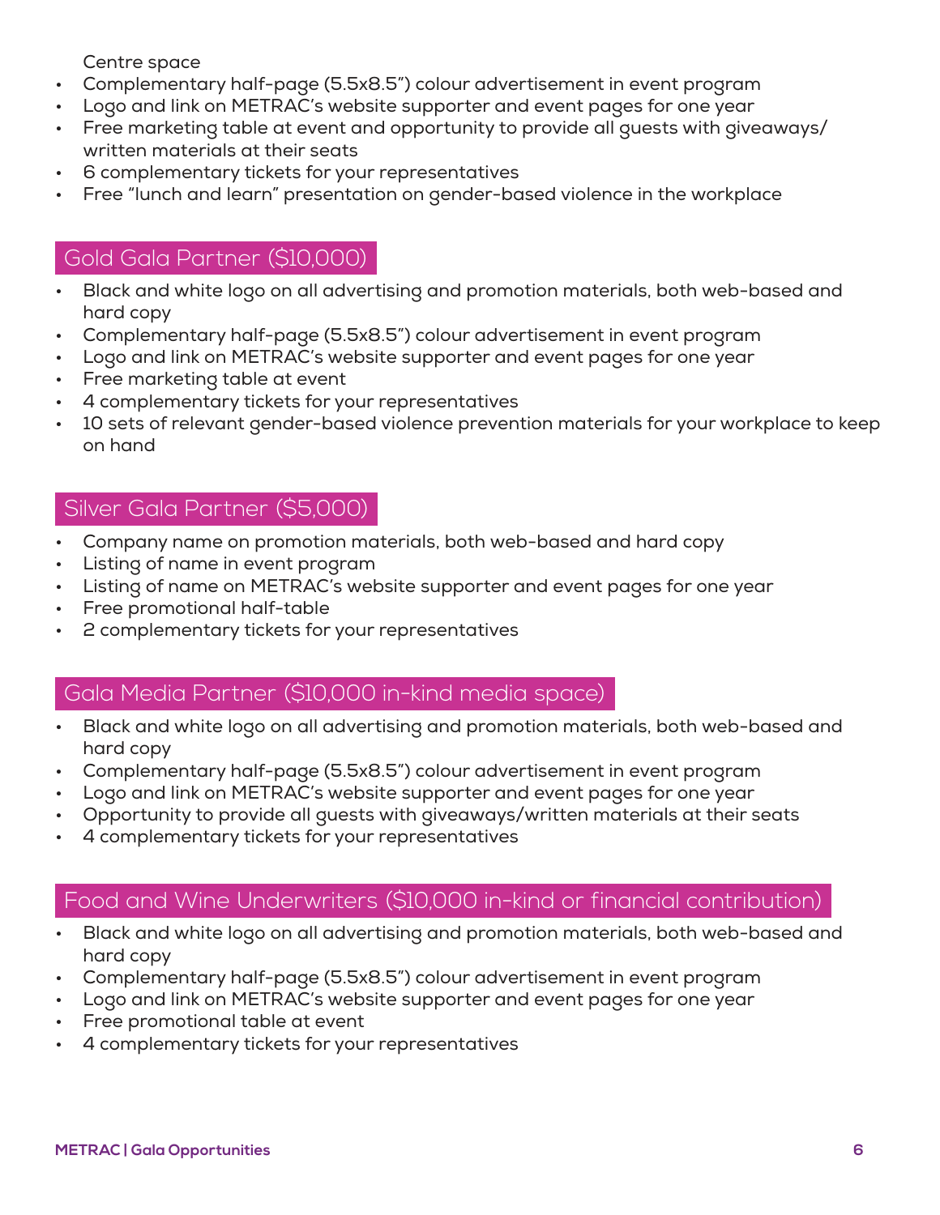Centre space

- Complementary half-page (5.5x8.5") colour advertisement in event program
- Logo and link on METRAC's website supporter and event pages for one year
- Free marketing table at event and opportunity to provide all guests with giveaways/ written materials at their seats
- 6 complementary tickets for your representatives
- Free "lunch and learn" presentation on gender-based violence in the workplace

## Gold Gala Partner ($10,000)

- Black and white logo on all advertising and promotion materials, both web-based and hard copy
- Complementary half-page (5.5x8.5") colour advertisement in event program
- Logo and link on METRAC's website supporter and event pages for one year
- Free marketing table at event
- 4 complementary tickets for your representatives
- 10 sets of relevant gender-based violence prevention materials for your workplace to keep on hand

## Silver Gala Partner ($5,000)

- Company name on promotion materials, both web-based and hard copy
- Listing of name in event program
- Listing of name on METRAC's website supporter and event pages for one year
- Free promotional half-table
- 2 complementary tickets for your representatives

## Gala Media Partner ($10,000 in-kind media space)

- Black and white logo on all advertising and promotion materials, both web-based and hard copy
- Complementary half-page (5.5x8.5") colour advertisement in event program
- Logo and link on METRAC's website supporter and event pages for one year
- Opportunity to provide all guests with giveaways/written materials at their seats
- 4 complementary tickets for your representatives

## Food and Wine Underwriters ($10,000 in-kind or financial contribution)

- Black and white logo on all advertising and promotion materials, both web-based and hard copy
- Complementary half-page (5.5x8.5") colour advertisement in event program
- Logo and link on METRAC's website supporter and event pages for one year
- Free promotional table at event
- 4 complementary tickets for your representatives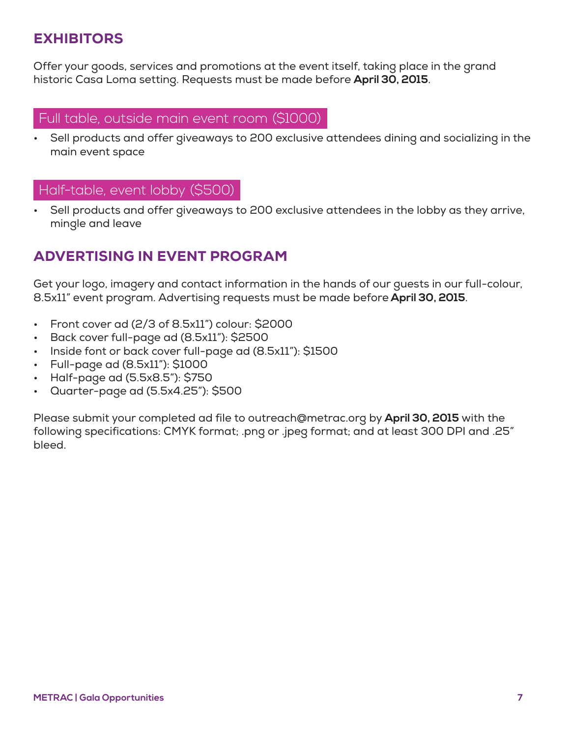## EXHIBITORS

Offer your goods, services and promotions at the event itself, taking place in the grand historic Casa Loma setting. Requests must be made before **April 30, 2015**.

### Full table, outside main event room ($1000)

- Sell products and offer giveaways to 200 exclusive attendees dining and socializing in the main event space

### Half-table, event lobby ($500)

- Sell products and offer giveaways to 200 exclusive attendees in the lobby as they arrive, mingle and leave

## ADVERTISING IN EVENT PROGRAM

Get your logo, imagery and contact information in the hands of our guests in our full-colour, 8.5x11" event program. Advertising requests must be made before **April 30, 2015**.

- Front cover ad (2/3 of 8.5x11") colour: $2000
- Back cover full-page ad (8.5x11"): $2500
- Inside font or back cover full-page ad (8.5x11"): $1500
- Full-page ad (8.5x11"): $1000
- Half-page ad (5.5x8.5"): $750
- Quarter-page ad (5.5x4.25"): $500

Please submit your completed ad file to outreach@metrac.org by **April 30, 2015** with the following specifications: CMYK format; .png or .jpeg format; and at least 300 DPI and .25" bleed.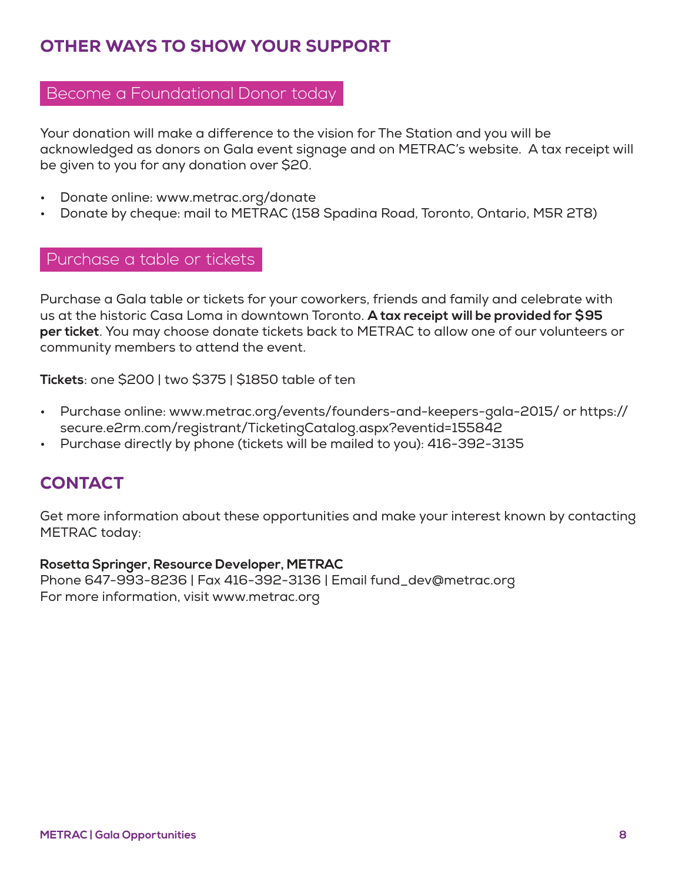## OTHER WAYS TO SHOW YOUR SUPPORT

### Become a Foundational Donor today

Your donation will make a difference to the vision for The Station and you will be acknowledged as donors on Gala event signage and on METRAC's website. A tax receipt will be given to you for any donation over $20.

- Donate online: www.metrac.org/donate
- Donate by cheque: mail to METRAC (158 Spadina Road, Toronto, Ontario, M5R 2T8)

### Purchase a table or tickets

Purchase a Gala table or tickets for your coworkers, friends and family and celebrate with us at the historic Casa Loma in downtown Toronto. **A tax receipt will be provided for $95 per ticket**. You may choose donate tickets back to METRAC to allow one of our volunteers or community members to attend the event.

**Tickets**: one $200 | two $375 | $1850 table of ten

- Purchase online: www.metrac.org/events/founders-and-keepers-gala-2015/ or https://secure.e2rm.com/registrant/TicketingCatalog.aspx?eventid=155842
- Purchase directly by phone (tickets will be mailed to you): 416-392-3135

## CONTACT

Get more information about these opportunities and make your interest known by contacting METRAC today:

**Rosetta Springer, Resource Developer, METRAC**
Phone 647-993-8236 | Fax 416-392-3136 | Email fund_dev@metrac.org
For more information, visit www.metrac.org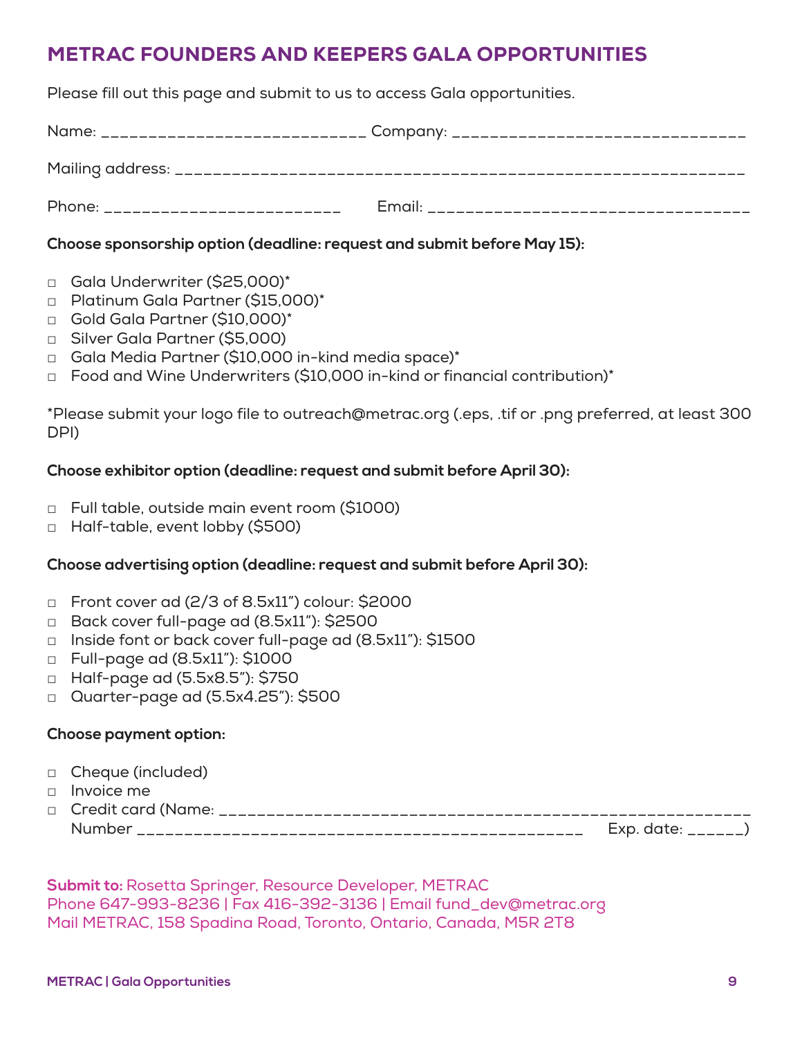# METRAC FOUNDERS AND KEEPERS GALA OPPORTUNITIES

Please fill out this page and submit to us to access Gala opportunities.

Name: ____________________________ Company: ______________________________

Mailing address: ____________________________________________________________

Phone: _________________________ Email: _________________________________

**Choose sponsorship option (deadline: request and submit before May 15):**

- ☐ Gala Underwriter ($25,000)*
- ☐ Platinum Gala Partner ($15,000)*
- ☐ Gold Gala Partner ($10,000)*
- ☐ Silver Gala Partner ($5,000)
- ☐ Gala Media Partner ($10,000 in-kind media space)*
- ☐ Food and Wine Underwriters ($10,000 in-kind or financial contribution)*

*Please submit your logo file to outreach@metrac.org (.eps, .tif or .png preferred, at least 300 DPI)

**Choose exhibitor option (deadline: request and submit before April 30):**

- ☐ Full table, outside main event room ($1000)
- ☐ Half-table, event lobby ($500)

**Choose advertising option (deadline: request and submit before April 30):**

- ☐ Front cover ad (2/3 of 8.5x11") colour: $2000
- ☐ Back cover full-page ad (8.5x11"): $2500
- ☐ Inside font or back cover full-page ad (8.5x11"): $1500
- ☐ Full-page ad (8.5x11"): $1000
- ☐ Half-page ad (5.5x8.5"): $750
- ☐ Quarter-page ad (5.5x4.25"): $500

**Choose payment option:**

- ☐ Cheque (included)
- ☐ Invoice me
- ☐ Credit card (Name: ________________________________________________________
  Number ____________________________________________ Exp. date: ______)

**Submit to:** Rosetta Springer, Resource Developer, METRAC
Phone 647-993-8236 | Fax 416-392-3136 | Email fund_dev@metrac.org
Mail METRAC, 158 Spadina Road, Toronto, Ontario, Canada, M5R 2T8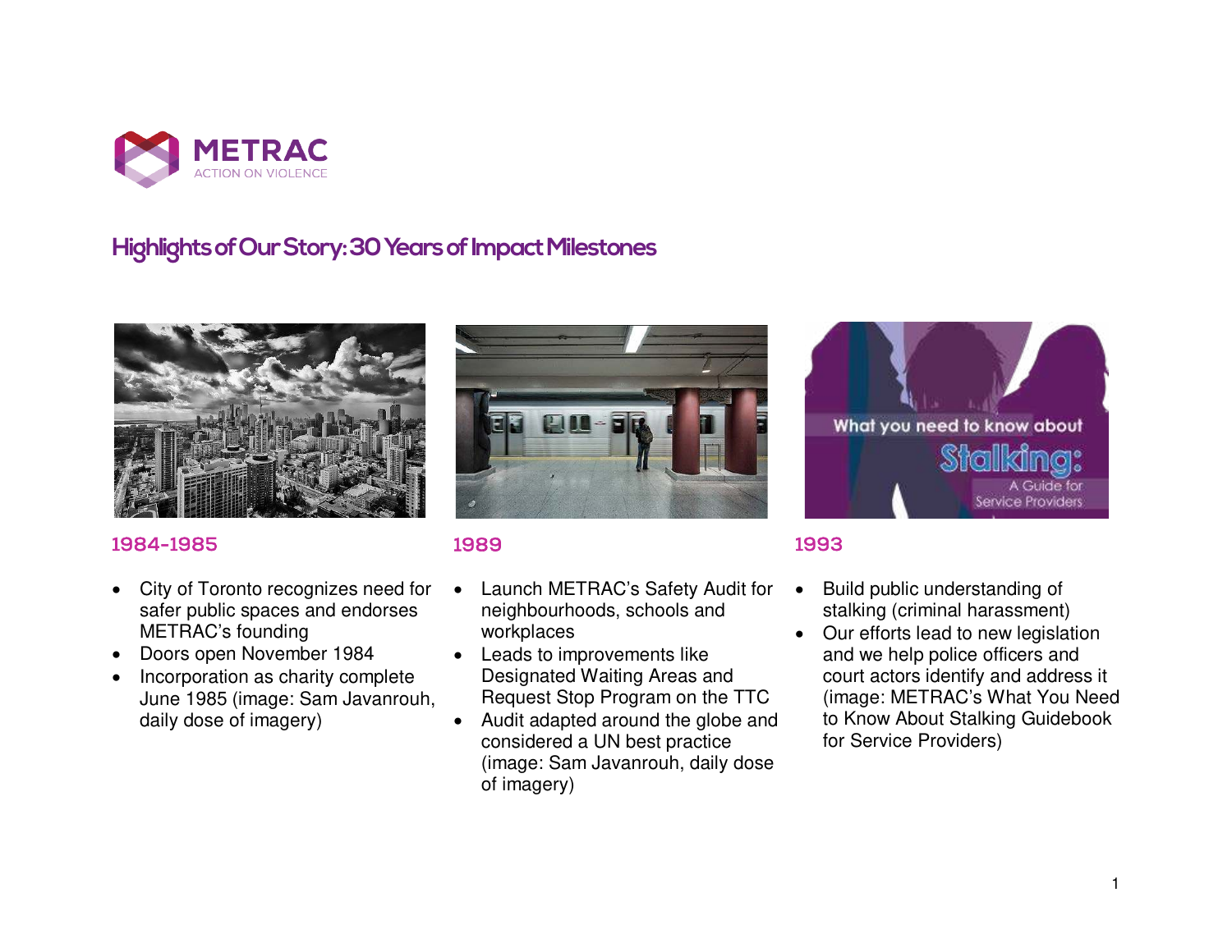METRAC

ACTION ON VIOLENCE

# Highlights of Our Story: 30 Years of Impact Milestones

## 1984-1985

- City of Toronto recognizes need for safer public spaces and endorses METRAC's founding
- Doors open November 1984
- Incorporation as charity complete June 1985 (image: Sam Javanrouh, daily dose of imagery)

## 1989

- Launch METRAC's Safety Audit for neighbourhoods, schools and workplaces
- Leads to improvements like Designated Waiting Areas and Request Stop Program on the TTC
- Audit adapted around the globe and considered a UN best practice (image: Sam Javanrouh, daily dose of imagery)

## 1993

- Build public understanding of stalking (criminal harassment)
- Our efforts lead to new legislation and we help police officers and court actors identify and address it (image: METRAC's What You Need to Know About Stalking Guidebook for Service Providers)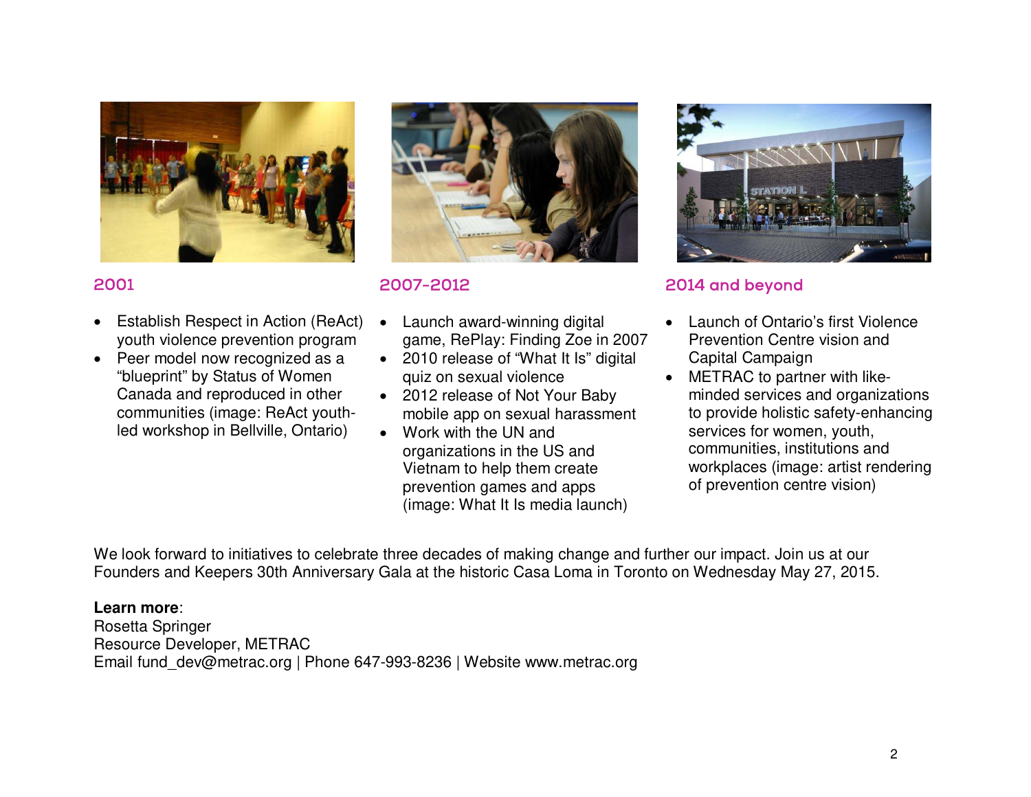## 2001

- Establish Respect in Action (ReAct) youth violence prevention program
- Peer model now recognized as a "blueprint" by Status of Women Canada and reproduced in other communities (image: ReAct youth-led workshop in Bellville, Ontario)

## 2007-2012

- Launch award-winning digital game, RePlay: Finding Zoe in 2007
- 2010 release of "What It Is" digital quiz on sexual violence
- 2012 release of Not Your Baby mobile app on sexual harassment
- Work with the UN and organizations in the US and Vietnam to help them create prevention games and apps (image: What It Is media launch)

## 2014 and beyond

- Launch of Ontario's first Violence Prevention Centre vision and Capital Campaign
- METRAC to partner with like-minded services and organizations to provide holistic safety-enhancing services for women, youth, communities, institutions and workplaces (image: artist rendering of prevention centre vision)

We look forward to initiatives to celebrate three decades of making change and further our impact. Join us at our Founders and Keepers 30th Anniversary Gala at the historic Casa Loma in Toronto on Wednesday May 27, 2015.

**Learn more**:
Rosetta Springer
Resource Developer, METRAC
Email fund_dev@metrac.org | Phone 647-993-8236 | Website www.metrac.org